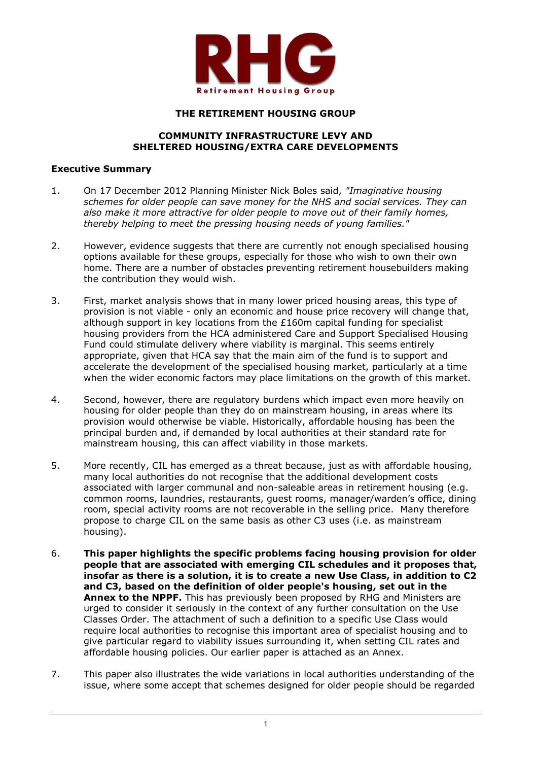RHG

Retirement Housing Group

**THE RETIREMENT HOUSING GROUP**

**COMMUNITY INFRASTRUCTURE LEVY AND SHELTERED HOUSING/EXTRA CARE DEVELOPMENTS**

**Executive Summary**

1. On 17 December 2012 Planning Minister Nick Boles said, *"Imaginative housing schemes for older people can save money for the NHS and social services. They can also make it more attractive for older people to move out of their family homes, thereby helping to meet the pressing housing needs of young families."*

2. However, evidence suggests that there are currently not enough specialised housing options available for these groups, especially for those who wish to own their own home. There are a number of obstacles preventing retirement housebuilders making the contribution they would wish.

3. First, market analysis shows that in many lower priced housing areas, this type of provision is not viable - only an economic and house price recovery will change that, although support in key locations from the £160m capital funding for specialist housing providers from the HCA administered Care and Support Specialised Housing Fund could stimulate delivery where viability is marginal. This seems entirely appropriate, given that HCA say that the main aim of the fund is to support and accelerate the development of the specialised housing market, particularly at a time when the wider economic factors may place limitations on the growth of this market.

4. Second, however, there are regulatory burdens which impact even more heavily on housing for older people than they do on mainstream housing, in areas where its provision would otherwise be viable. Historically, affordable housing has been the principal burden and, if demanded by local authorities at their standard rate for mainstream housing, this can affect viability in those markets.

5. More recently, CIL has emerged as a threat because, just as with affordable housing, many local authorities do not recognise that the additional development costs associated with larger communal and non-saleable areas in retirement housing (e.g. common rooms, laundries, restaurants, guest rooms, manager/warden's office, dining room, special activity rooms are not recoverable in the selling price. Many therefore propose to charge CIL on the same basis as other C3 uses (i.e. as mainstream housing).

6. **This paper highlights the specific problems facing housing provision for older people that are associated with emerging CIL schedules and it proposes that, insofar as there is a solution, it is to create a new Use Class, in addition to C2 and C3, based on the definition of older people's housing, set out in the Annex to the NPPF.** This has previously been proposed by RHG and Ministers are urged to consider it seriously in the context of any further consultation on the Use Classes Order. The attachment of such a definition to a specific Use Class would require local authorities to recognise this important area of specialist housing and to give particular regard to viability issues surrounding it, when setting CIL rates and affordable housing policies. Our earlier paper is attached as an Annex.

7. This paper also illustrates the wide variations in local authorities understanding of the issue, where some accept that schemes designed for older people should be regarded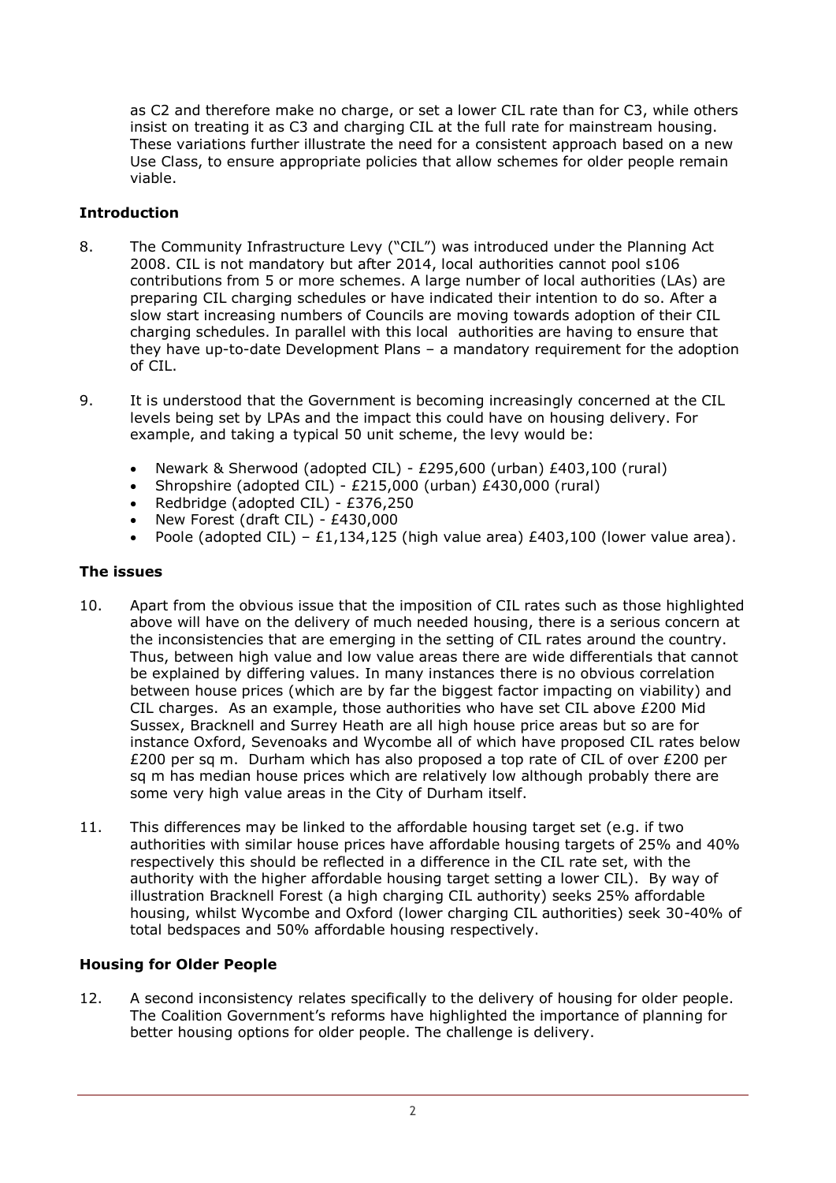as C2 and therefore make no charge, or set a lower CIL rate than for C3, while others insist on treating it as C3 and charging CIL at the full rate for mainstream housing. These variations further illustrate the need for a consistent approach based on a new Use Class, to ensure appropriate policies that allow schemes for older people remain viable.

## Introduction

8. The Community Infrastructure Levy ("CIL") was introduced under the Planning Act 2008. CIL is not mandatory but after 2014, local authorities cannot pool s106 contributions from 5 or more schemes. A large number of local authorities (LAs) are preparing CIL charging schedules or have indicated their intention to do so. After a slow start increasing numbers of Councils are moving towards adoption of their CIL charging schedules. In parallel with this local authorities are having to ensure that they have up-to-date Development Plans – a mandatory requirement for the adoption of CIL.

9. It is understood that the Government is becoming increasingly concerned at the CIL levels being set by LPAs and the impact this could have on housing delivery. For example, and taking a typical 50 unit scheme, the levy would be:

   - Newark & Sherwood (adopted CIL) - £295,600 (urban) £403,100 (rural)
   - Shropshire (adopted CIL) - £215,000 (urban) £430,000 (rural)
   - Redbridge (adopted CIL) - £376,250
   - New Forest (draft CIL) - £430,000
   - Poole (adopted CIL) – £1,134,125 (high value area) £403,100 (lower value area).

## The issues

10. Apart from the obvious issue that the imposition of CIL rates such as those highlighted above will have on the delivery of much needed housing, there is a serious concern at the inconsistencies that are emerging in the setting of CIL rates around the country. Thus, between high value and low value areas there are wide differentials that cannot be explained by differing values. In many instances there is no obvious correlation between house prices (which are by far the biggest factor impacting on viability) and CIL charges. As an example, those authorities who have set CIL above £200 Mid Sussex, Bracknell and Surrey Heath are all high house price areas but so are for instance Oxford, Sevenoaks and Wycombe all of which have proposed CIL rates below £200 per sq m. Durham which has also proposed a top rate of CIL of over £200 per sq m has median house prices which are relatively low although probably there are some very high value areas in the City of Durham itself.

11. This differences may be linked to the affordable housing target set (e.g. if two authorities with similar house prices have affordable housing targets of 25% and 40% respectively this should be reflected in a difference in the CIL rate set, with the authority with the higher affordable housing target setting a lower CIL). By way of illustration Bracknell Forest (a high charging CIL authority) seeks 25% affordable housing, whilst Wycombe and Oxford (lower charging CIL authorities) seek 30-40% of total bedspaces and 50% affordable housing respectively.

## Housing for Older People

12. A second inconsistency relates specifically to the delivery of housing for older people. The Coalition Government's reforms have highlighted the importance of planning for better housing options for older people. The challenge is delivery.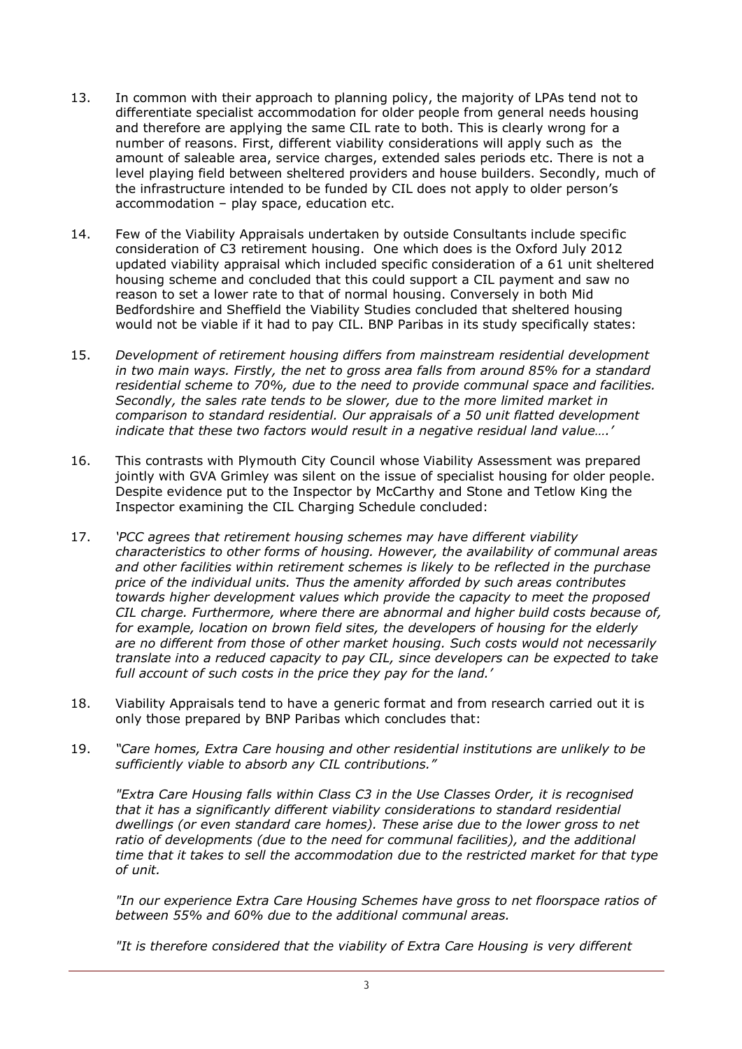13. In common with their approach to planning policy, the majority of LPAs tend not to differentiate specialist accommodation for older people from general needs housing and therefore are applying the same CIL rate to both. This is clearly wrong for a number of reasons. First, different viability considerations will apply such as the amount of saleable area, service charges, extended sales periods etc. There is not a level playing field between sheltered providers and house builders. Secondly, much of the infrastructure intended to be funded by CIL does not apply to older person's accommodation – play space, education etc.

14. Few of the Viability Appraisals undertaken by outside Consultants include specific consideration of C3 retirement housing. One which does is the Oxford July 2012 updated viability appraisal which included specific consideration of a 61 unit sheltered housing scheme and concluded that this could support a CIL payment and saw no reason to set a lower rate to that of normal housing. Conversely in both Mid Bedfordshire and Sheffield the Viability Studies concluded that sheltered housing would not be viable if it had to pay CIL. BNP Paribas in its study specifically states:

15. *Development of retirement housing differs from mainstream residential development in two main ways. Firstly, the net to gross area falls from around 85% for a standard residential scheme to 70%, due to the need to provide communal space and facilities. Secondly, the sales rate tends to be slower, due to the more limited market in comparison to standard residential. Our appraisals of a 50 unit flatted development indicate that these two factors would result in a negative residual land value….'*

16. This contrasts with Plymouth City Council whose Viability Assessment was prepared jointly with GVA Grimley was silent on the issue of specialist housing for older people. Despite evidence put to the Inspector by McCarthy and Stone and Tetlow King the Inspector examining the CIL Charging Schedule concluded:

17. *'PCC agrees that retirement housing schemes may have different viability characteristics to other forms of housing. However, the availability of communal areas and other facilities within retirement schemes is likely to be reflected in the purchase price of the individual units. Thus the amenity afforded by such areas contributes towards higher development values which provide the capacity to meet the proposed CIL charge. Furthermore, where there are abnormal and higher build costs because of, for example, location on brown field sites, the developers of housing for the elderly are no different from those of other market housing. Such costs would not necessarily translate into a reduced capacity to pay CIL, since developers can be expected to take full account of such costs in the price they pay for the land.'*

18. Viability Appraisals tend to have a generic format and from research carried out it is only those prepared by BNP Paribas which concludes that:

19. *"Care homes, Extra Care housing and other residential institutions are unlikely to be sufficiently viable to absorb any CIL contributions."*

    *"Extra Care Housing falls within Class C3 in the Use Classes Order, it is recognised that it has a significantly different viability considerations to standard residential dwellings (or even standard care homes). These arise due to the lower gross to net ratio of developments (due to the need for communal facilities), and the additional time that it takes to sell the accommodation due to the restricted market for that type of unit.*

    *"In our experience Extra Care Housing Schemes have gross to net floorspace ratios of between 55% and 60% due to the additional communal areas.*

    *"It is therefore considered that the viability of Extra Care Housing is very different*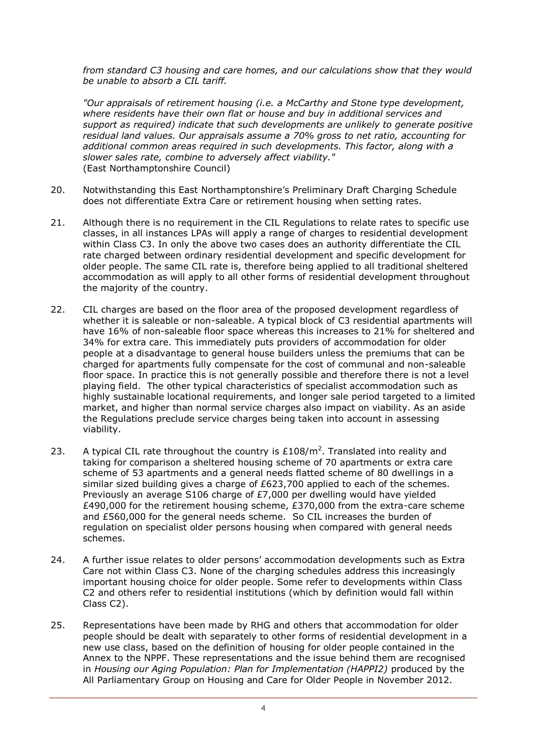*from standard C3 housing and care homes, and our calculations show that they would be unable to absorb a CIL tariff.*

*"Our appraisals of retirement housing (i.e. a McCarthy and Stone type development, where residents have their own flat or house and buy in additional services and support as required) indicate that such developments are unlikely to generate positive residual land values. Our appraisals assume a 70% gross to net ratio, accounting for additional common areas required in such developments. This factor, along with a slower sales rate, combine to adversely affect viability."*
(East Northamptonshire Council)

20. Notwithstanding this East Northamptonshire's Preliminary Draft Charging Schedule does not differentiate Extra Care or retirement housing when setting rates.

21. Although there is no requirement in the CIL Regulations to relate rates to specific use classes, in all instances LPAs will apply a range of charges to residential development within Class C3. In only the above two cases does an authority differentiate the CIL rate charged between ordinary residential development and specific development for older people. The same CIL rate is, therefore being applied to all traditional sheltered accommodation as will apply to all other forms of residential development throughout the majority of the country.

22. CIL charges are based on the floor area of the proposed development regardless of whether it is saleable or non-saleable. A typical block of C3 residential apartments will have 16% of non-saleable floor space whereas this increases to 21% for sheltered and 34% for extra care. This immediately puts providers of accommodation for older people at a disadvantage to general house builders unless the premiums that can be charged for apartments fully compensate for the cost of communal and non-saleable floor space. In practice this is not generally possible and therefore there is not a level playing field. The other typical characteristics of specialist accommodation such as highly sustainable locational requirements, and longer sale period targeted to a limited market, and higher than normal service charges also impact on viability. As an aside the Regulations preclude service charges being taken into account in assessing viability.

23. A typical CIL rate throughout the country is £108/m$^2$. Translated into reality and taking for comparison a sheltered housing scheme of 70 apartments or extra care scheme of 53 apartments and a general needs flatted scheme of 80 dwellings in a similar sized building gives a charge of £623,700 applied to each of the schemes. Previously an average S106 charge of £7,000 per dwelling would have yielded £490,000 for the retirement housing scheme, £370,000 from the extra-care scheme and £560,000 for the general needs scheme. So CIL increases the burden of regulation on specialist older persons housing when compared with general needs schemes.

24. A further issue relates to older persons' accommodation developments such as Extra Care not within Class C3. None of the charging schedules address this increasingly important housing choice for older people. Some refer to developments within Class C2 and others refer to residential institutions (which by definition would fall within Class C2).

25. Representations have been made by RHG and others that accommodation for older people should be dealt with separately to other forms of residential development in a new use class, based on the definition of housing for older people contained in the Annex to the NPPF. These representations and the issue behind them are recognised in *Housing our Aging Population: Plan for Implementation (HAPPI2)* produced by the All Parliamentary Group on Housing and Care for Older People in November 2012.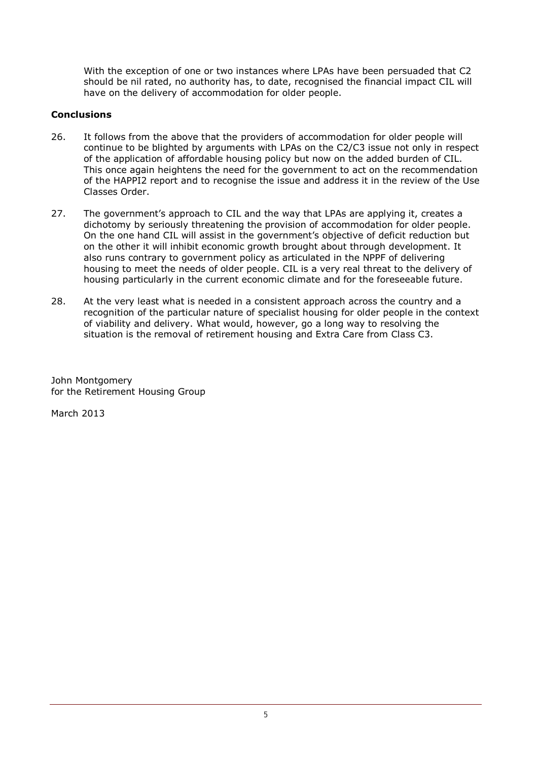With the exception of one or two instances where LPAs have been persuaded that C2 should be nil rated, no authority has, to date, recognised the financial impact CIL will have on the delivery of accommodation for older people.

**Conclusions**

26. It follows from the above that the providers of accommodation for older people will continue to be blighted by arguments with LPAs on the C2/C3 issue not only in respect of the application of affordable housing policy but now on the added burden of CIL. This once again heightens the need for the government to act on the recommendation of the HAPPI2 report and to recognise the issue and address it in the review of the Use Classes Order.

27. The government's approach to CIL and the way that LPAs are applying it, creates a dichotomy by seriously threatening the provision of accommodation for older people. On the one hand CIL will assist in the government's objective of deficit reduction but on the other it will inhibit economic growth brought about through development. It also runs contrary to government policy as articulated in the NPPF of delivering housing to meet the needs of older people. CIL is a very real threat to the delivery of housing particularly in the current economic climate and for the foreseeable future.

28. At the very least what is needed in a consistent approach across the country and a recognition of the particular nature of specialist housing for older people in the context of viability and delivery. What would, however, go a long way to resolving the situation is the removal of retirement housing and Extra Care from Class C3.

John Montgomery
for the Retirement Housing Group

March 2013